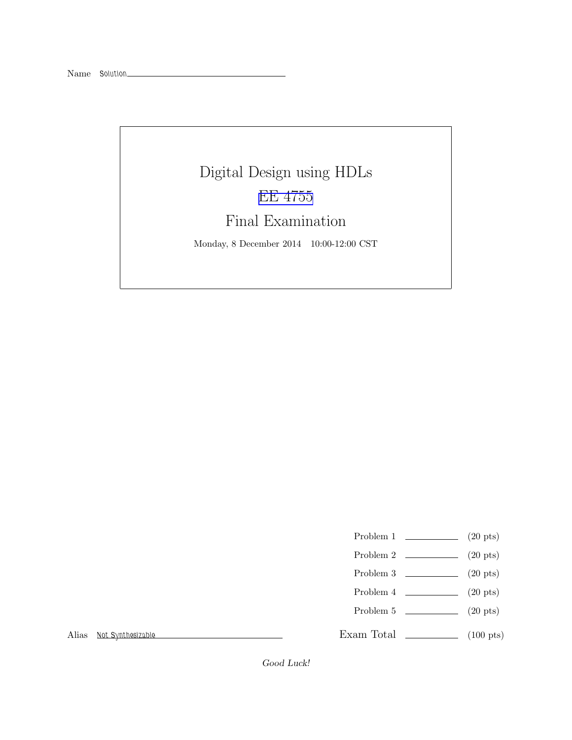Name Solution

# Digital Design using HDLs

## EE 4755

## Final Examination

Monday, 8 December 2014 10:00-12:00 CST

| | | |
|---|---|---|
| Problem 1 | ______ | (20 pts) |
| Problem 2 | ______ | (20 pts) |
| Problem 3 | ______ | (20 pts) |
| Problem 4 | ______ | (20 pts) |
| Problem 5 | ______ | (20 pts) |
| Exam Total | ______ | (100 pts) |

Alias Not Synthesizable

*Good Luck!*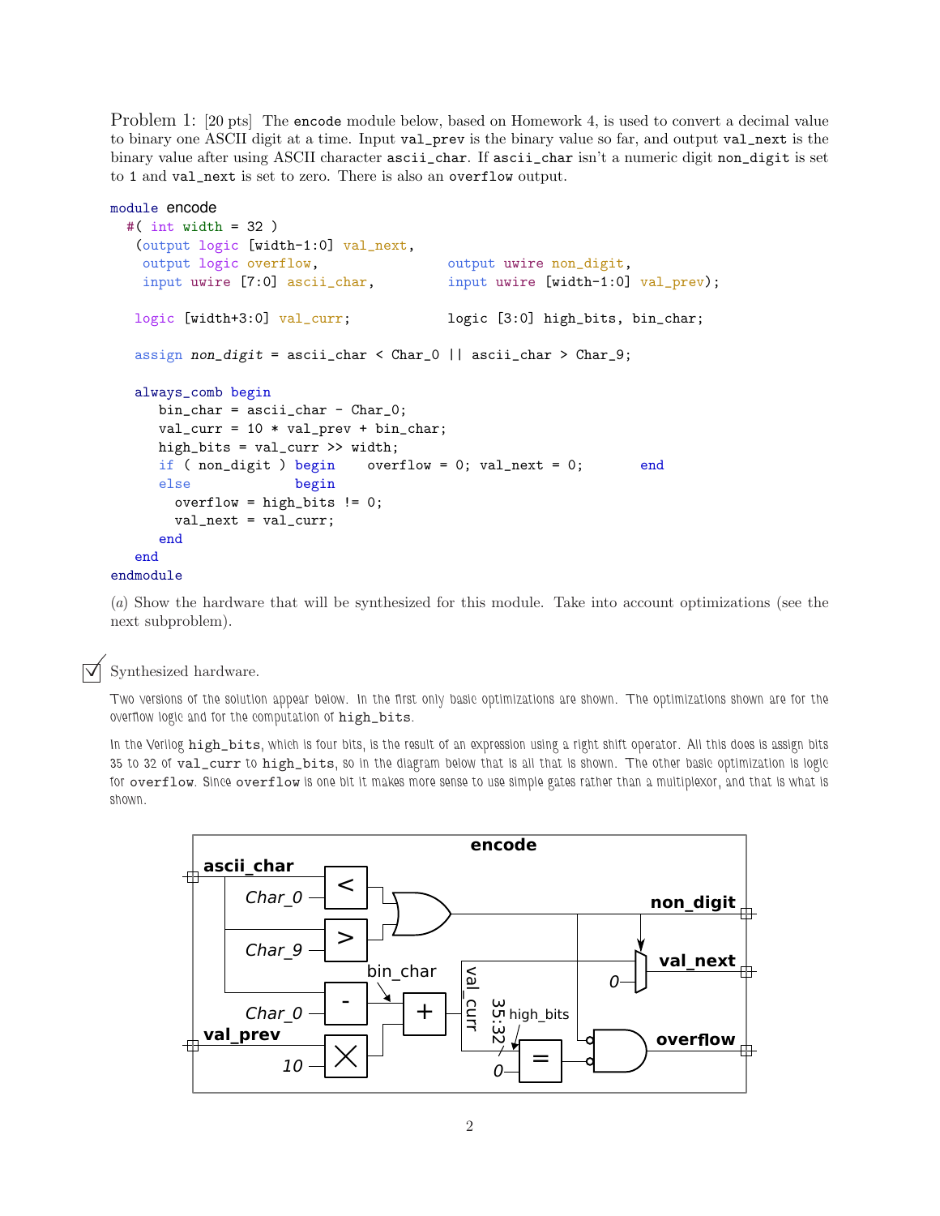Problem 1: [20 pts] The `encode` module below, based on Homework 4, is used to convert a decimal value to binary one ASCII digit at a time. Input `val_prev` is the binary value so far, and output `val_next` is the binary value after using ASCII character `ascii_char`. If `ascii_char` isn't a numeric digit `non_digit` is set to 1 and `val_next` is set to zero. There is also an `overflow` output.

```
module encode
  #( int width = 32 )
   (output logic [width-1:0] val_next,
    output logic overflow,                output uwire non_digit,
    input uwire [7:0] ascii_char,         input uwire [width-1:0] val_prev);

   logic [width+3:0] val_curr;            logic [3:0] high_bits, bin_char;

   assign non_digit = ascii_char < Char_0 || ascii_char > Char_9;

   always_comb begin
      bin_char = ascii_char - Char_0;
      val_curr = 10 * val_prev + bin_char;
      high_bits = val_curr >> width;
      if ( non_digit ) begin    overflow = 0; val_next = 0;       end
      else             begin
        overflow = high_bits != 0;
        val_next = val_curr;
      end
   end
endmodule
```

(*a*) Show the hardware that will be synthesized for this module. Take into account optimizations (see the next subproblem).

☑ Synthesized hardware.

Two versions of the solution appear below. In the first only basic optimizations are shown. The optimizations shown are for the overflow logic and for the computation of `high_bits`.

In the Verilog `high_bits`, which is four bits, is the result of an expression using a right shift operator. All this does is assign bits 35 to 32 of `val_curr` to `high_bits`, so in the diagram below that is all that is shown. The other basic optimization is logic for `overflow`. Since `overflow` is one bit it makes more sense to use simple gates rather than a multiplexor, and that is what is shown.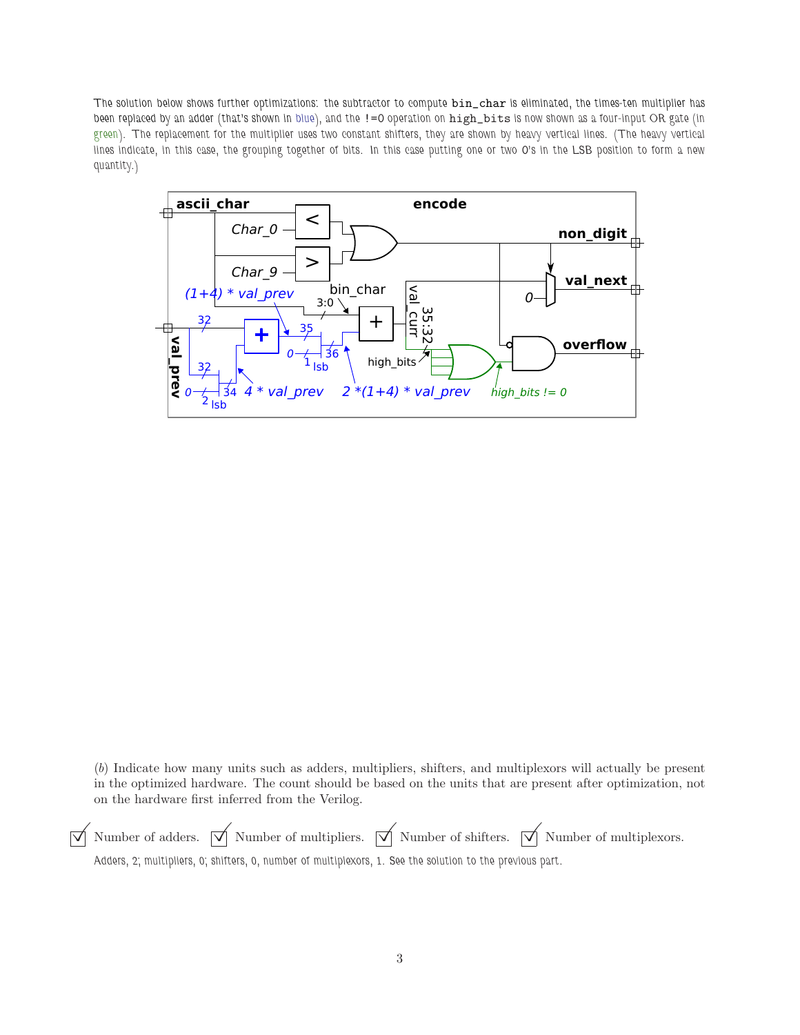The solution below shows further optimizations: the subtractor to compute `bin_char` is eliminated, the times-ten multiplier has been replaced by an adder (that's shown in blue), and the `!=0` operation on `high_bits` is now shown as a four-input OR gate (in green). The replacement for the multiplier uses two constant shifters, they are shown by heavy vertical lines. (The heavy vertical lines indicate, in this case, the grouping together of bits. In this case putting one or two 0's in the LSB position to form a new quantity.)

(*b*) Indicate how many units such as adders, multipliers, shifters, and multiplexors will actually be present in the optimized hardware. The count should be based on the units that are present after optimization, not on the hardware first inferred from the Verilog.

☑ Number of adders. ☑ Number of multipliers. ☑ Number of shifters. ☑ Number of multiplexors.

Adders, 2; multipliers, 0; shifters, 0, number of multiplexors, 1. See the solution to the previous part.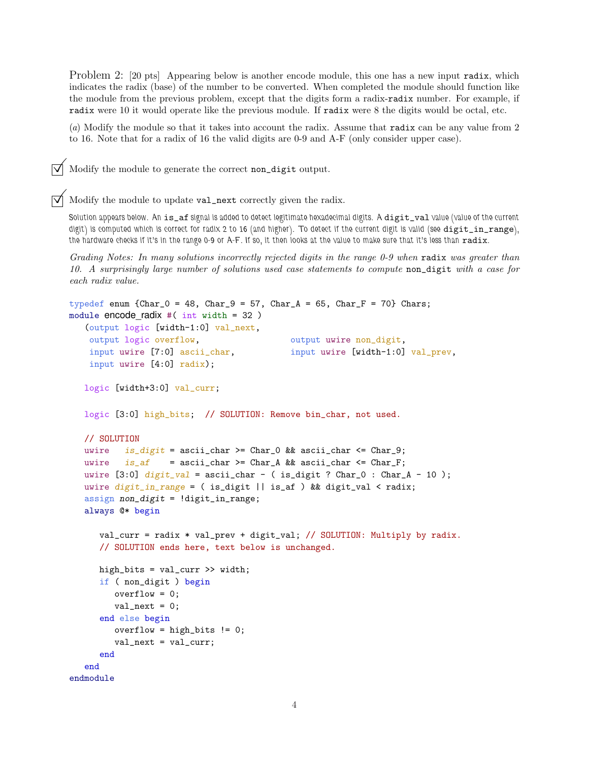Problem 2: [20 pts] Appearing below is another encode module, this one has a new input `radix`, which indicates the radix (base) of the number to be converted. When completed the module should function like the module from the previous problem, except that the digits form a radix-`radix` number. For example, if `radix` were 10 it would operate like the previous module. If `radix` were 8 the digits would be octal, etc.

(*a*) Modify the module so that it takes into account the radix. Assume that `radix` can be any value from 2 to 16. Note that for a radix of 16 the valid digits are 0-9 and A-F (only consider upper case).

☑ Modify the module to generate the correct `non_digit` output.

☑ Modify the module to update `val_next` correctly given the radix.

Solution appears below. An `is_af` signal is added to detect legitimate hexadecimal digits. A `digit_val` value (value of the current digit) is computed which is correct for radix 2 to 16 (and higher). To detect if the current digit is valid (see `digit_in_range`), the hardware checks if it's in the range 0-9 or A-F. If so, it then looks at the value to make sure that it's less than `radix`.

*Grading Notes: In many solutions incorrectly rejected digits in the range 0-9 when* `radix` *was greater than 10. A surprisingly large number of solutions used case statements to compute* `non_digit` *with a case for each radix value.*

```
typedef enum {Char_0 = 48, Char_9 = 57, Char_A = 65, Char_F = 70} Chars;
module encode_radix #( int width = 32 )
   (output logic [width-1:0] val_next,
    output logic overflow,                  output uwire non_digit,
    input uwire [7:0] ascii_char,           input uwire [width-1:0] val_prev,
    input uwire [4:0] radix);

   logic [width+3:0] val_curr;

   logic [3:0] high_bits;  // SOLUTION: Remove bin_char, not used.

   // SOLUTION
   uwire   is_digit = ascii_char >= Char_0 && ascii_char <= Char_9;
   uwire   is_af    = ascii_char >= Char_A && ascii_char <= Char_F;
   uwire [3:0] digit_val = ascii_char - ( is_digit ? Char_0 : Char_A - 10 );
   uwire digit_in_range = ( is_digit || is_af ) && digit_val < radix;
   assign non_digit = !digit_in_range;
   always @* begin

      val_curr = radix * val_prev + digit_val; // SOLUTION: Multiply by radix.
      // SOLUTION ends here, text below is unchanged.

      high_bits = val_curr >> width;
      if ( non_digit ) begin
         overflow = 0;
         val_next = 0;
      end else begin
         overflow = high_bits != 0;
         val_next = val_curr;
      end
   end
endmodule
```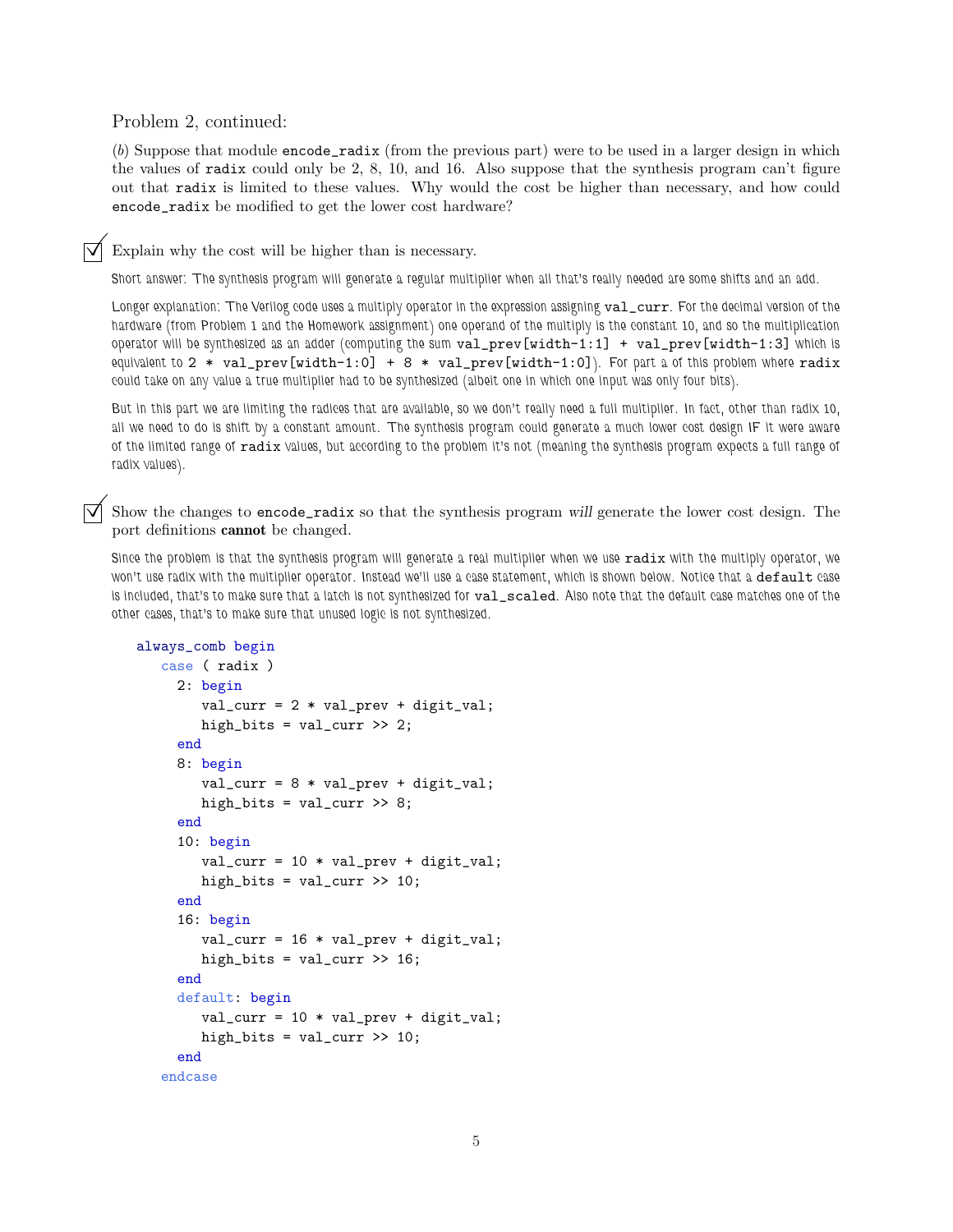Problem 2, continued:

(*b*) Suppose that module `encode_radix` (from the previous part) were to be used in a larger design in which the values of `radix` could only be 2, 8, 10, and 16. Also suppose that the synthesis program can't figure out that `radix` is limited to these values. Why would the cost be higher than necessary, and how could `encode_radix` be modified to get the lower cost hardware?

☑ Explain why the cost will be higher than is necessary.

Short answer: The synthesis program will generate a regular multiplier when all that's really needed are some shifts and an add.

Longer explanation: The Verilog code uses a multiply operator in the expression assigning `val_curr`. For the decimal version of the hardware (from Problem 1 and the Homework assignment) one operand of the multiply is the constant 10, and so the multiplication operator will be synthesized as an adder (computing the sum `val_prev[width-1:1] + val_prev[width-1:3]` which is equivalent to `2 * val_prev[width-1:0] + 8 * val_prev[width-1:0]`). For part a of this problem where `radix` could take on any value a true multiplier had to be synthesized (albeit one in which one input was only four bits).

But in this part we are limiting the radices that are available, so we don't really need a full multiplier. In fact, other than radix 10, all we need to do is shift by a constant amount. The synthesis program could generate a much lower cost design IF it were aware of the limited range of `radix` values, but according to the problem it's not (meaning the synthesis program expects a full range of radix values).

☑ Show the changes to `encode_radix` so that the synthesis program *will* generate the lower cost design. The port definitions **cannot** be changed.

Since the problem is that the synthesis program will generate a real multiplier when we use `radix` with the multiply operator, we won't use radix with the multiplier operator. Instead we'll use a case statement, which is shown below. Notice that a `default` case is included, that's to make sure that a latch is not synthesized for `val_scaled`. Also note that the default case matches one of the other cases, that's to make sure that unused logic is not synthesized.

```
always_comb begin
   case ( radix )
     2: begin
        val_curr = 2 * val_prev + digit_val;
        high_bits = val_curr >> 2;
     end
     8: begin
        val_curr = 8 * val_prev + digit_val;
        high_bits = val_curr >> 8;
     end
     10: begin
        val_curr = 10 * val_prev + digit_val;
        high_bits = val_curr >> 10;
     end
     16: begin
        val_curr = 16 * val_prev + digit_val;
        high_bits = val_curr >> 16;
     end
     default: begin
        val_curr = 10 * val_prev + digit_val;
        high_bits = val_curr >> 10;
     end
   endcase
```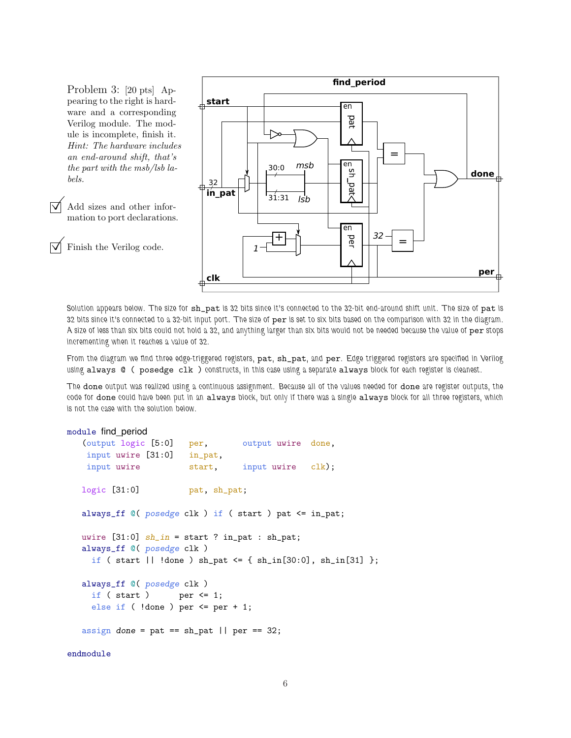Problem 3: [20 pts] Appearing to the right is hardware and a corresponding Verilog module. The module is incomplete, finish it. *Hint: The hardware includes an end-around shift, that's the part with the msb/lsb labels.*

☑ Add sizes and other information to port declarations.

☑ Finish the Verilog code.

Solution appears below. The size for `sh_pat` is 32 bits since it's connected to the 32-bit end-around shift unit. The size of `pat` is 32 bits since it's connected to a 32-bit input port. The size of `per` is set to six bits based on the comparison with 32 in the diagram. A size of less than six bits could not hold a 32, and anything larger than six bits would not be needed because the value of `per` stops incrementing when it reaches a value of 32.

From the diagram we find three edge-triggered registers, `pat`, `sh_pat`, and `per`. Edge triggered registers are specified in Verilog using `always @ ( posedge clk )` constructs, in this case using a separate `always` block for each register is cleanest.

The `done` output was realized using a continuous assignment. Because all of the values needed for `done` are register outputs, the code for `done` could have been put in an `always` block, but only if there was a single `always` block for all three registers, which is not the case with the solution below.

```
module find_period
  (output logic [5:0]    per,         output uwire   done,
   input uwire [31:0]    in_pat,
   input uwire           start,       input uwire    clk);

  logic [31:0]           pat, sh_pat;

  always_ff @( posedge clk ) if ( start ) pat <= in_pat;

  uwire [31:0] sh_in = start ? in_pat : sh_pat;
  always_ff @( posedge clk )
    if ( start || !done ) sh_pat <= { sh_in[30:0], sh_in[31] };

  always_ff @( posedge clk )
    if ( start )       per <= 1;
    else if ( !done ) per <= per + 1;

  assign done = pat == sh_pat || per == 32;

endmodule
```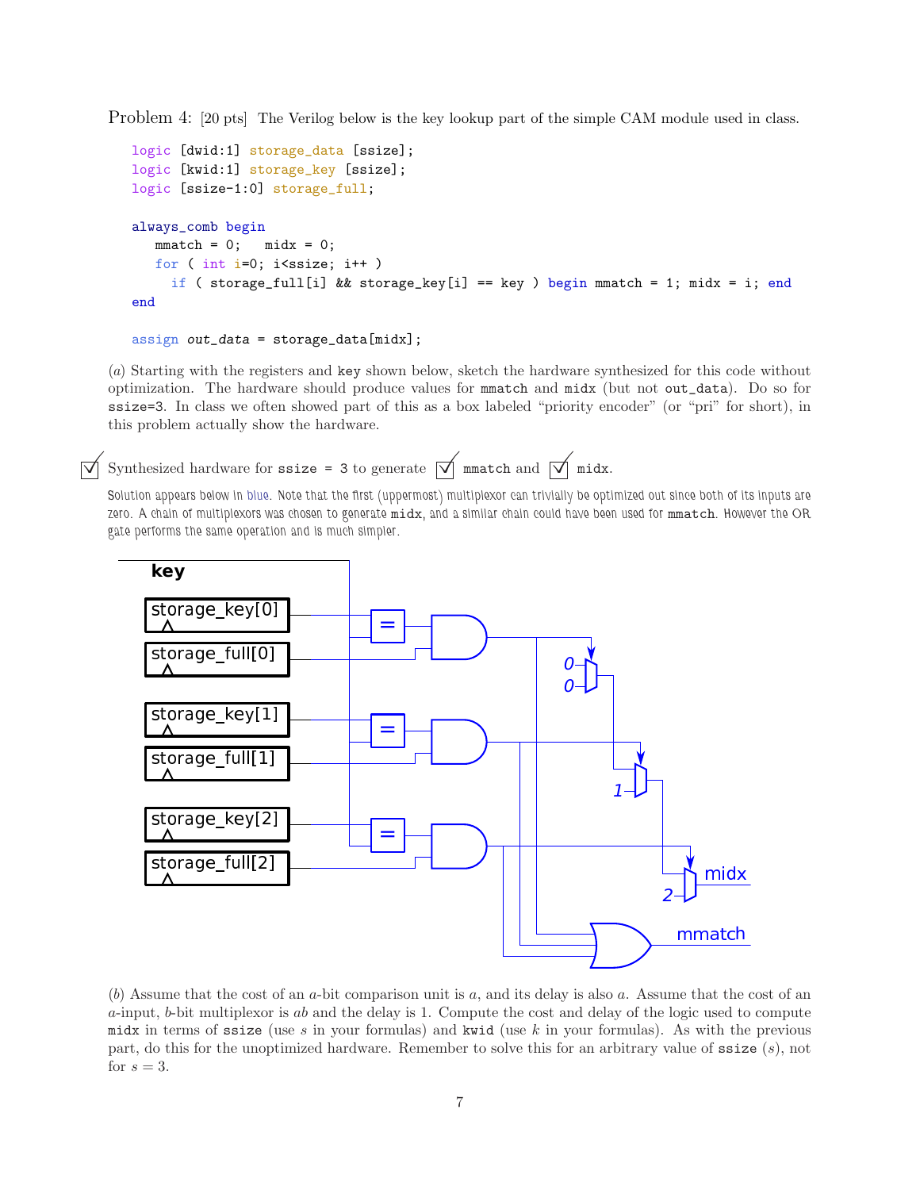Problem 4: [20 pts] The Verilog below is the key lookup part of the simple CAM module used in class.

```
logic [dwid:1] storage_data [ssize];
logic [kwid:1] storage_key [ssize];
logic [ssize-1:0] storage_full;

always_comb begin
   mmatch = 0;   midx = 0;
   for ( int i=0; i<ssize; i++ )
     if ( storage_full[i] && storage_key[i] == key ) begin mmatch = 1; midx = i; end
end

assign out_data = storage_data[midx];
```

(*a*) Starting with the registers and key shown below, sketch the hardware synthesized for this code without optimization. The hardware should produce values for mmatch and midx (but not out_data). Do so for ssize=3. In class we often showed part of this as a box labeled "priority encoder" (or "pri" for short), in this problem actually show the hardware.

☑ Synthesized hardware for ssize = 3 to generate ☑ mmatch and ☑ midx.

Solution appears below in blue. Note that the first (uppermost) multiplexor can trivially be optimized out since both of its inputs are zero. A chain of multiplexors was chosen to generate midx, and a similar chain could have been used for mmatch. However the OR gate performs the same operation and is much simpler.

(*b*) Assume that the cost of an $a$-bit comparison unit is $a$, and its delay is also $a$. Assume that the cost of an $a$-input, $b$-bit multiplexor is $ab$ and the delay is 1. Compute the cost and delay of the logic used to compute midx in terms of ssize (use $s$ in your formulas) and kwid (use $k$ in your formulas). As with the previous part, do this for the unoptimized hardware. Remember to solve this for an arbitrary value of ssize ($s$), not for $s = 3$.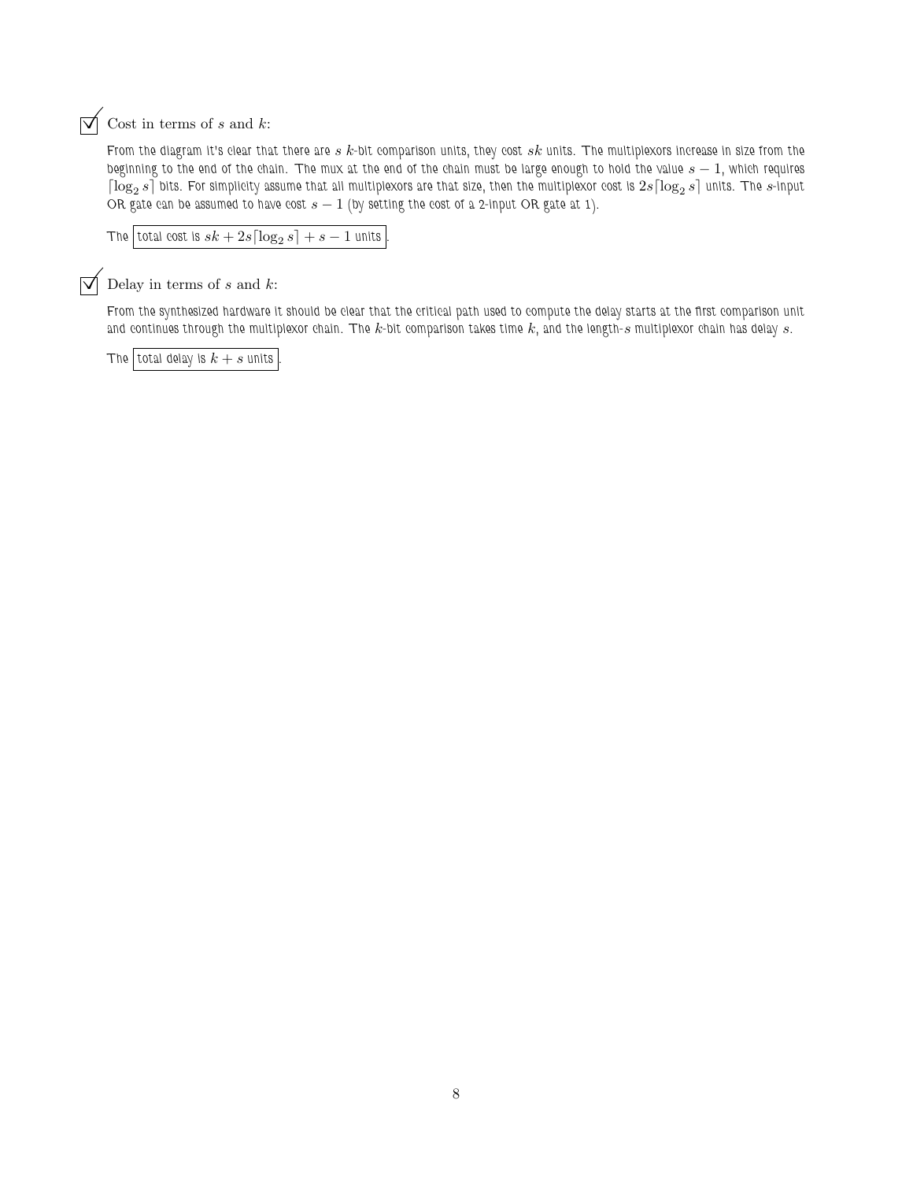☑ Cost in terms of $s$ and $k$:

From the diagram it's clear that there are $s$ $k$-bit comparison units, they cost $sk$ units. The multiplexors increase in size from the beginning to the end of the chain. The mux at the end of the chain must be large enough to hold the value $s - 1$, which requires $\lceil \log_2 s \rceil$ bits. For simplicity assume that all multiplexors are that size, then the multiplexor cost is $2s\lceil \log_2 s \rceil$ units. The $s$-input OR gate can be assumed to have cost $s - 1$ (by setting the cost of a 2-input OR gate at 1).

The **total cost is $sk + 2s\lceil \log_2 s \rceil + s - 1$ units**.

☑ Delay in terms of $s$ and $k$:

From the synthesized hardware it should be clear that the critical path used to compute the delay starts at the first comparison unit and continues through the multiplexor chain. The $k$-bit comparison takes time $k$, and the length-$s$ multiplexor chain has delay $s$.

The **total delay is $k + s$ units**.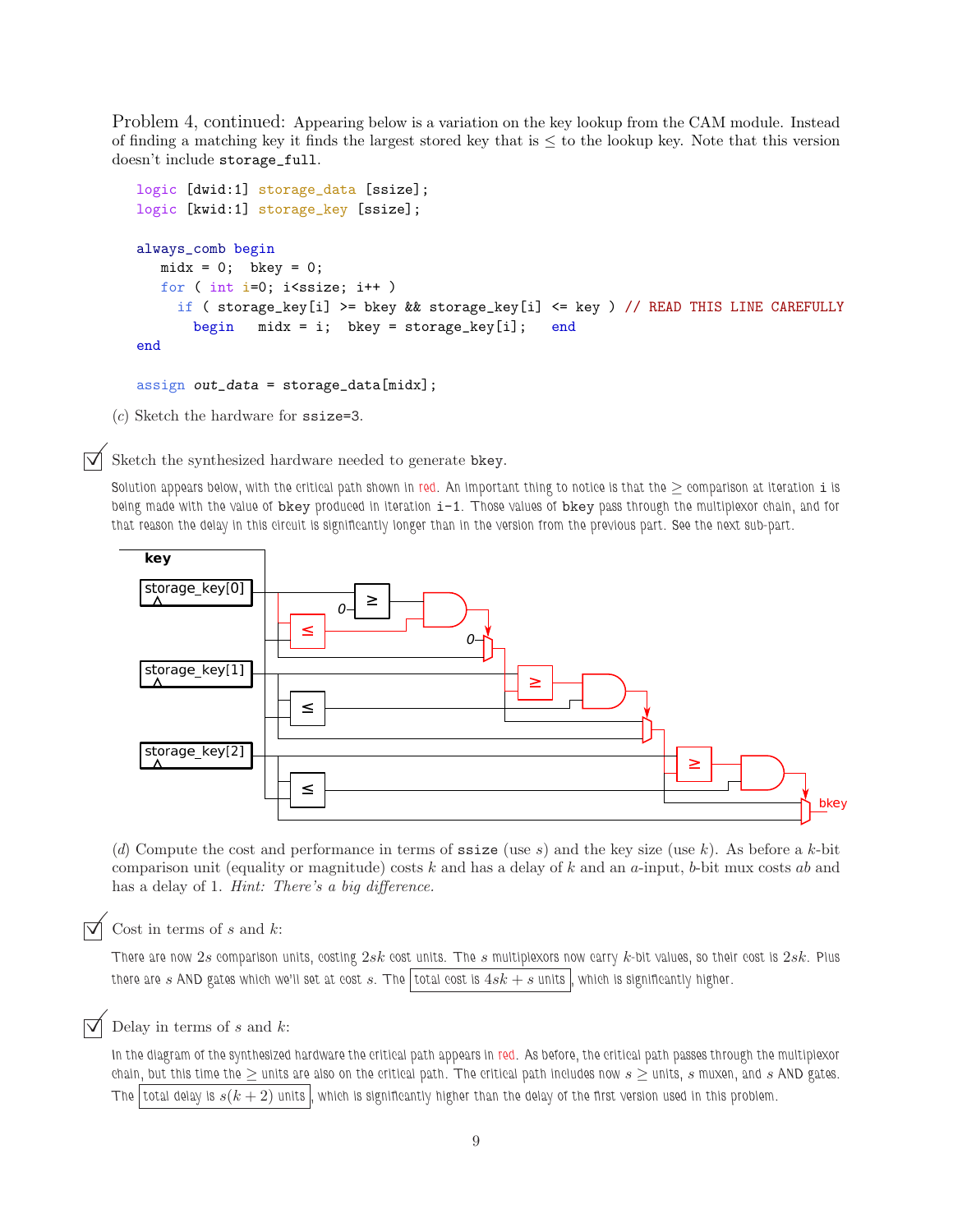**Problem 4, continued:** Appearing below is a variation on the key lookup from the CAM module. Instead of finding a matching key it finds the largest stored key that is $\leq$ to the lookup key. Note that this version doesn't include `storage_full`.

```
logic [dwid:1] storage_data [ssize];
logic [kwid:1] storage_key [ssize];

always_comb begin
   midx = 0;  bkey = 0;
   for ( int i=0; i<ssize; i++ )
     if ( storage_key[i] >= bkey && storage_key[i] <= key ) // READ THIS LINE CAREFULLY
       begin   midx = i;  bkey = storage_key[i];   end
end

assign out_data = storage_data[midx];
```

(*c*) Sketch the hardware for `ssize=3`.

☑ Sketch the synthesized hardware needed to generate `bkey`.

Solution appears below, with the critical path shown in red. An important thing to notice is that the $\geq$ comparison at iteration `i` is being made with the value of `bkey` produced in iteration `i-1`. Those values of `bkey` pass through the multiplexor chain, and for that reason the delay in this circuit is significantly longer than in the version from the previous part. See the next sub-part.

(*d*) Compute the cost and performance in terms of `ssize` (use $s$) and the key size (use $k$). As before a $k$-bit comparison unit (equality or magnitude) costs $k$ and has a delay of $k$ and an $a$-input, $b$-bit mux costs $ab$ and has a delay of 1. *Hint: There's a big difference.*

☑ Cost in terms of $s$ and $k$:

There are now $2s$ comparison units, costing $2sk$ cost units. The $s$ multiplexors now carry $k$-bit values, so their cost is $2sk$. Plus there are $s$ AND gates which we'll set at cost $s$. The total cost is $4sk + s$ units, which is significantly higher.

☑ Delay in terms of $s$ and $k$:

In the diagram of the synthesized hardware the critical path appears in red. As before, the critical path passes through the multiplexor chain, but this time the $\geq$ units are also on the critical path. The critical path includes now $s$ $\geq$ units, $s$ muxen, and $s$ AND gates. The total delay is $s(k+2)$ units, which is significantly higher than the delay of the first version used in this problem.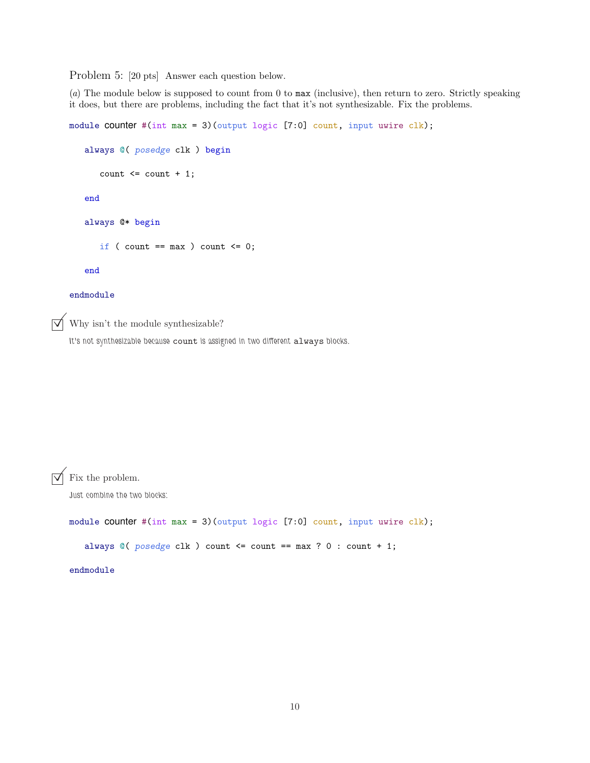Problem 5: [20 pts] Answer each question below.

(*a*) The module below is supposed to count from 0 to `max` (inclusive), then return to zero. Strictly speaking it does, but there are problems, including the fact that it's not synthesizable. Fix the problems.

```
module counter #(int max = 3)(output logic [7:0] count, input uwire clk);

   always @( posedge clk ) begin

      count <= count + 1;

   end

   always @* begin

      if ( count == max ) count <= 0;

   end

endmodule
```

☑ Why isn't the module synthesizable?

It's not synthesizable because `count` is assigned in two different `always` blocks.

☑ Fix the problem.

Just combine the two blocks:

```
module counter #(int max = 3)(output logic [7:0] count, input uwire clk);

   always @( posedge clk ) count <= count == max ? 0 : count + 1;

endmodule
```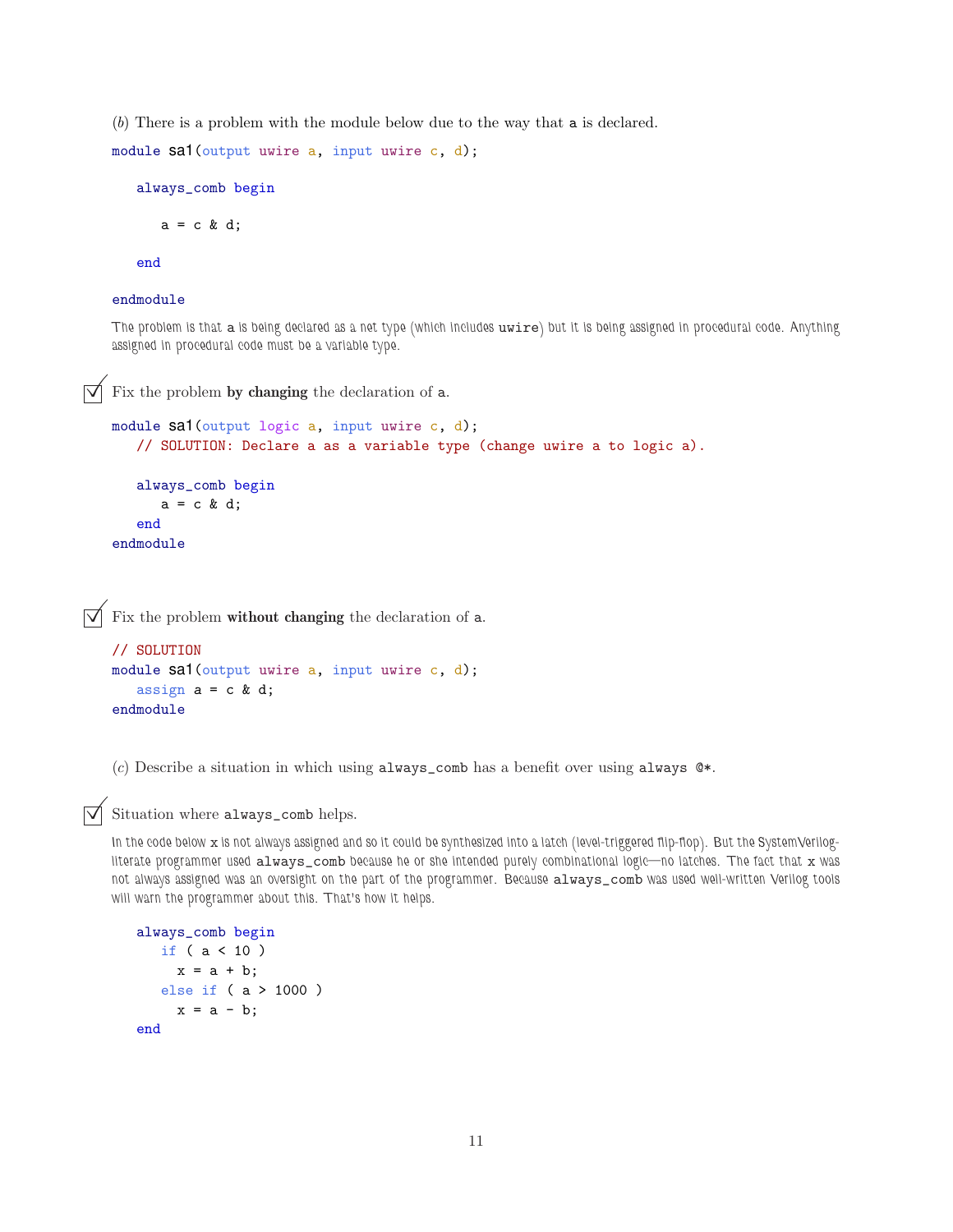(*b*) There is a problem with the module below due to the way that `a` is declared.

```
module sa1(output uwire a, input uwire c, d);

   always_comb begin

      a = c & d;

   end

endmodule
```

The problem is that `a` is being declared as a net type (which includes `uwire`) but it is being assigned in procedural code. Anything assigned in procedural code must be a variable type.

☑ Fix the problem **by changing** the declaration of `a`.

```
module sa1(output logic a, input uwire c, d);
   // SOLUTION: Declare a as a variable type (change uwire a to logic a).

   always_comb begin
      a = c & d;
   end
endmodule
```

☑ Fix the problem **without changing** the declaration of `a`.

```
// SOLUTION
module sa1(output uwire a, input uwire c, d);
   assign a = c & d;
endmodule
```

(*c*) Describe a situation in which using `always_comb` has a benefit over using `always @*`.

☑ Situation where `always_comb` helps.

In the code below `x` is not always assigned and so it could be synthesized into a latch (level-triggered flip-flop). But the SystemVerilog-literate programmer used `always_comb` because he or she intended purely combinational logic—no latches. The fact that `x` was not always assigned was an oversight on the part of the programmer. Because `always_comb` was used well-written Verilog tools will warn the programmer about this. That's how it helps.

```
   always_comb begin
      if ( a < 10 )
        x = a + b;
      else if ( a > 1000 )
        x = a - b;
   end
```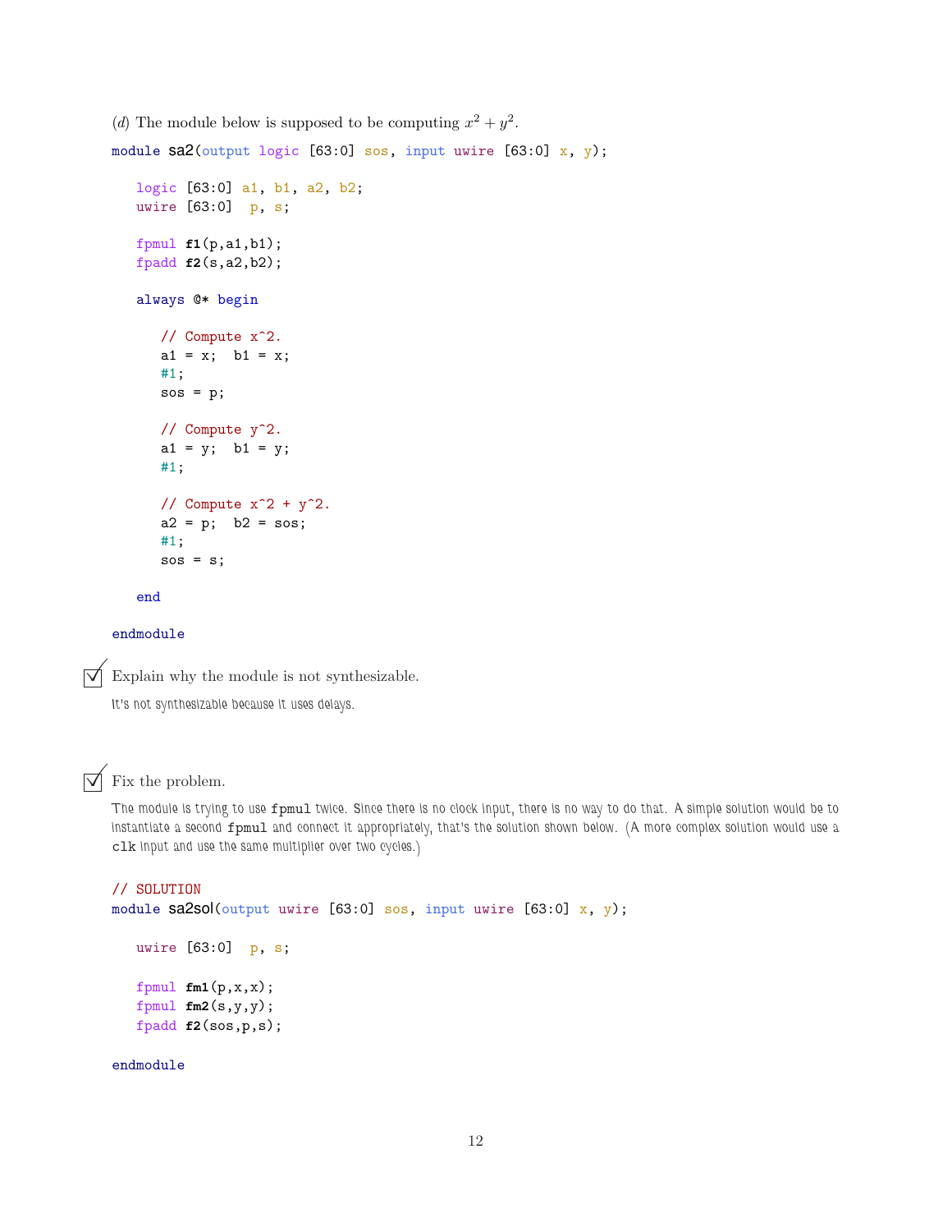(*d*) The module below is supposed to be computing $x^2 + y^2$.

```
module sa2(output logic [63:0] sos, input uwire [63:0] x, y);

   logic [63:0] a1, b1, a2, b2;
   uwire [63:0]  p, s;

   fpmul f1(p,a1,b1);
   fpadd f2(s,a2,b2);

   always @* begin

      // Compute x^2.
      a1 = x;  b1 = x;
      #1;
      sos = p;

      // Compute y^2.
      a1 = y;  b1 = y;
      #1;

      // Compute x^2 + y^2.
      a2 = p;  b2 = sos;
      #1;
      sos = s;

   end

endmodule
```

☑ Explain why the module is not synthesizable.

It's not synthesizable because it uses delays.

☑ Fix the problem.

The module is trying to use `fpmul` twice. Since there is no clock input, there is no way to do that. A simple solution would be to instantiate a second `fpmul` and connect it appropriately, that's the solution shown below. (A more complex solution would use a `clk` input and use the same multiplier over two cycles.)

```
// SOLUTION
module sa2sol(output uwire [63:0] sos, input uwire [63:0] x, y);

   uwire [63:0]  p, s;

   fpmul fm1(p,x,x);
   fpmul fm2(s,y,y);
   fpadd f2(sos,p,s);

endmodule
```